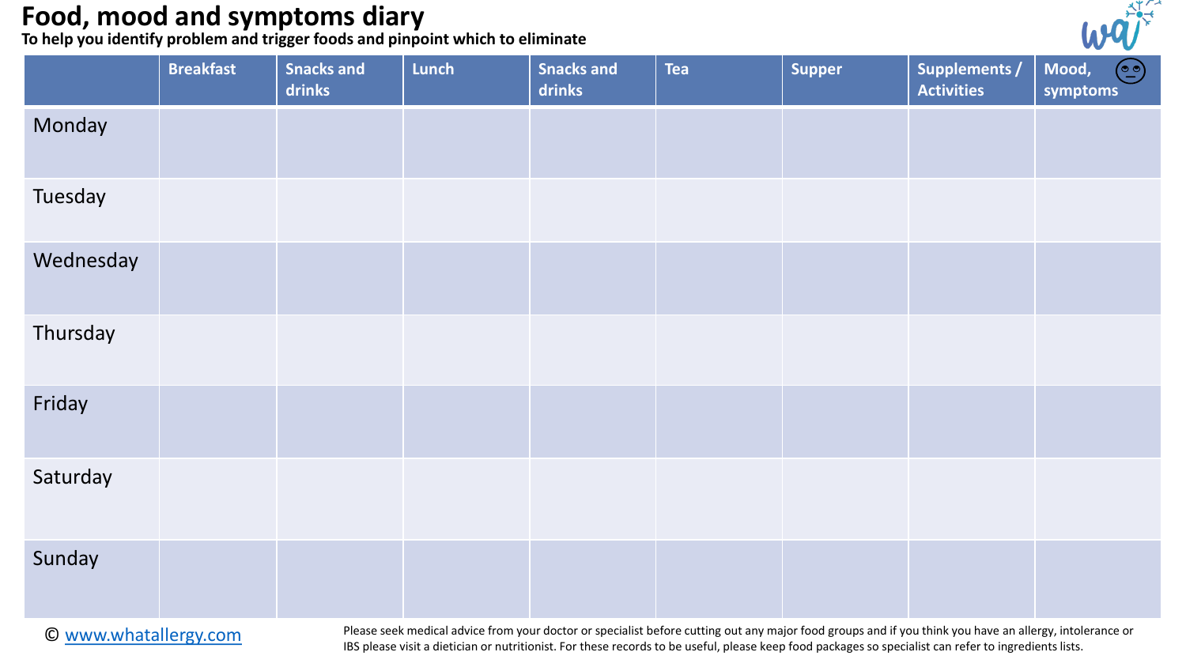# Food, mood and symptoms diary

**To help you identify problem and trigger foods and pinpoint which to eliminate**

| | Breakfast | Snacks and drinks | Lunch | Snacks and drinks | Tea | Supper | Supplements / Activities | Mood, symptoms |
|---|---|---|---|---|---|---|---|---|
| Monday | | | | | | | | |
| Tuesday | | | | | | | | |
| Wednesday | | | | | | | | |
| Thursday | | | | | | | | |
| Friday | | | | | | | | |
| Saturday | | | | | | | | |
| Sunday | | | | | | | | |

© www.whatallergy.com

Please seek medical advice from your doctor or specialist before cutting out any major food groups and if you think you have an allergy, intolerance or IBS please visit a dietician or nutritionist. For these records to be useful, please keep food packages so specialist can refer to ingredients lists.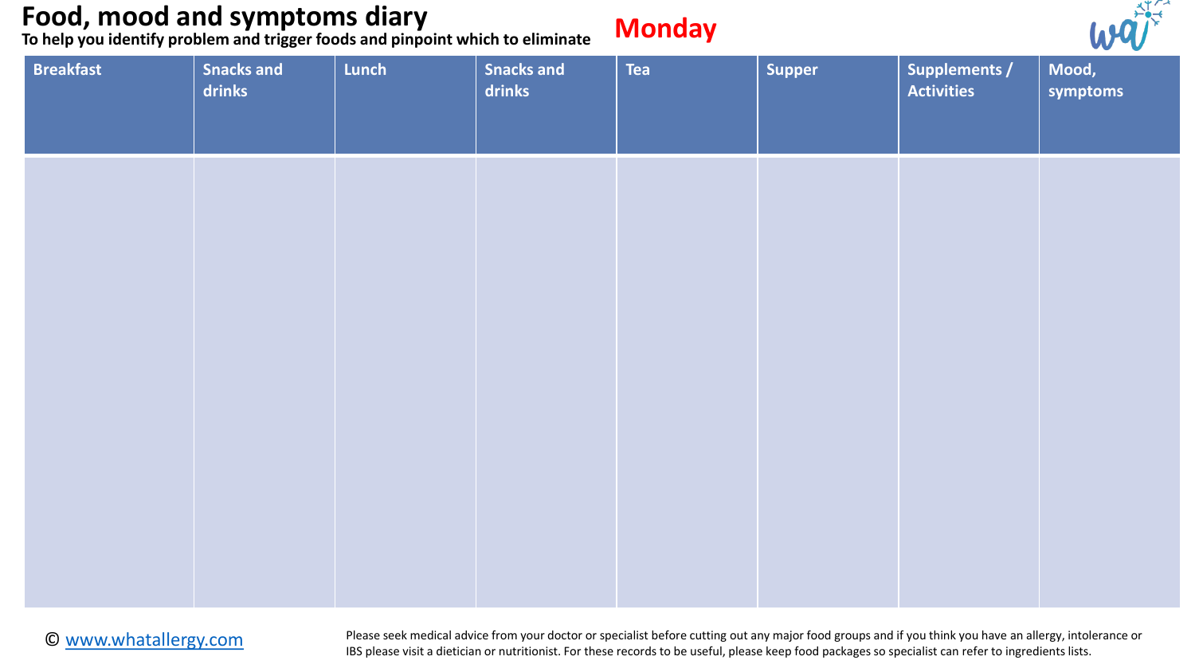# Food, mood and symptoms diary

**To help you identify problem and trigger foods and pinpoint which to eliminate**

## Monday

| Breakfast | Snacks and drinks | Lunch | Snacks and drinks | Tea | Supper | Supplements / Activities | Mood, symptoms |
| --- | --- | --- | --- | --- | --- | --- | --- |
| | | | | | | | |

© www.whatallergy.com

Please seek medical advice from your doctor or specialist before cutting out any major food groups and if you think you have an allergy, intolerance or IBS please visit a dietician or nutritionist. For these records to be useful, please keep food packages so specialist can refer to ingredients lists.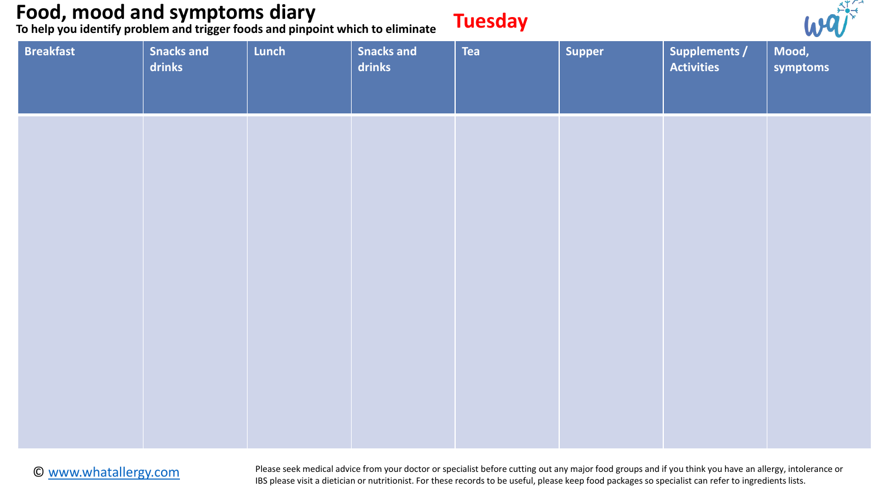# Food, mood and symptoms diary

**To help you identify problem and trigger foods and pinpoint which to eliminate**

## Tuesday

| Breakfast | Snacks and drinks | Lunch | Snacks and drinks | Tea | Supper | Supplements / Activities | Mood, symptoms |
|---|---|---|---|---|---|---|---|
| | | | | | | | |

© www.whatallergy.com

Please seek medical advice from your doctor or specialist before cutting out any major food groups and if you think you have an allergy, intolerance or IBS please visit a dietician or nutritionist. For these records to be useful, please keep food packages so specialist can refer to ingredients lists.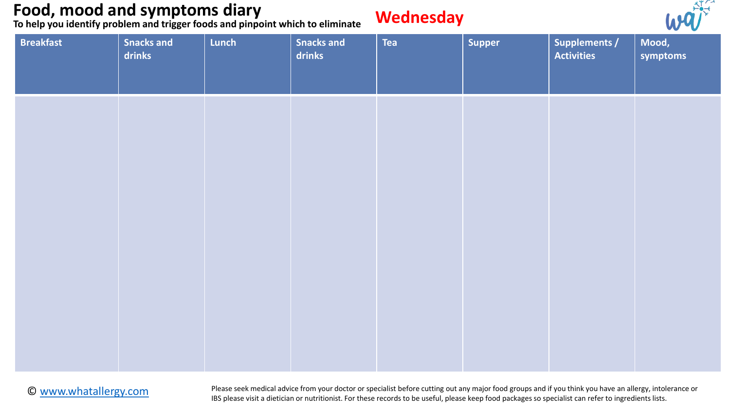# Food, mood and symptoms diary

**To help you identify problem and trigger foods and pinpoint which to eliminate**

## Wednesday

| Breakfast | Snacks and drinks | Lunch | Snacks and drinks | Tea | Supper | Supplements / Activities | Mood, symptoms |
|---|---|---|---|---|---|---|---|
| | | | | | | | |

© www.whatallergy.com

Please seek medical advice from your doctor or specialist before cutting out any major food groups and if you think you have an allergy, intolerance or IBS please visit a dietician or nutritionist. For these records to be useful, please keep food packages so specialist can refer to ingredients lists.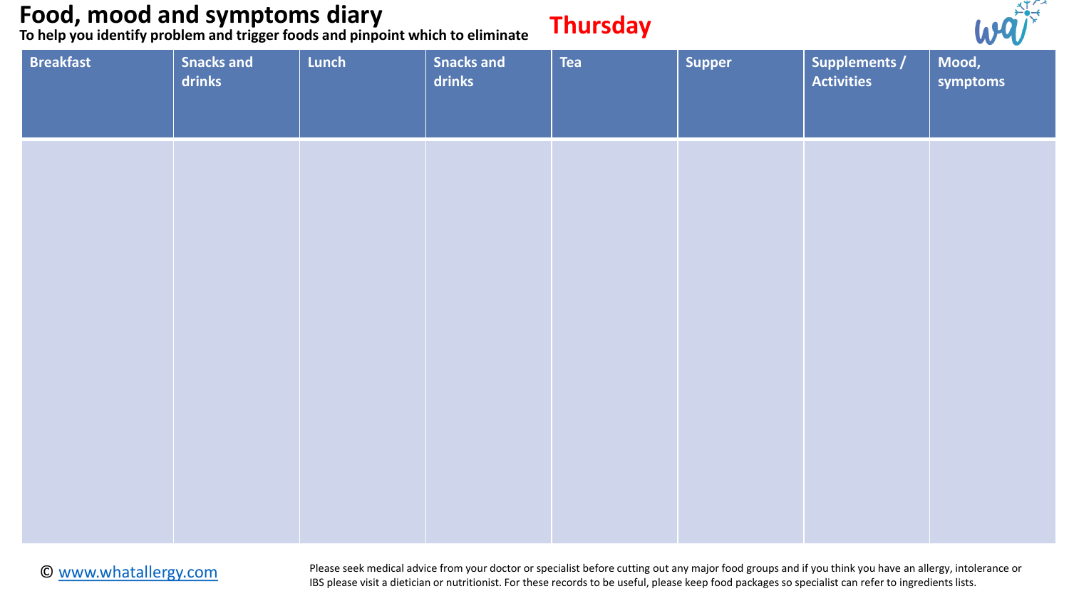# Food, mood and symptoms diary

**To help you identify problem and trigger foods and pinpoint which to eliminate**

## Thursday

| Breakfast | Snacks and drinks | Lunch | Snacks and drinks | Tea | Supper | Supplements / Activities | Mood, symptoms |
|---|---|---|---|---|---|---|---|
| | | | | | | | |

© www.whatallergy.com

Please seek medical advice from your doctor or specialist before cutting out any major food groups and if you think you have an allergy, intolerance or IBS please visit a dietician or nutritionist. For these records to be useful, please keep food packages so specialist can refer to ingredients lists.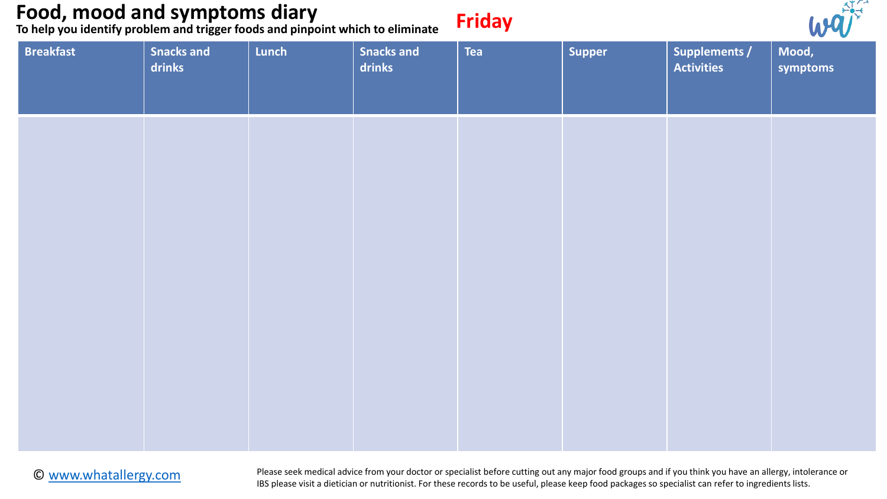# Food, mood and symptoms diary

**To help you identify problem and trigger foods and pinpoint which to eliminate**

## Friday

| Breakfast | Snacks and drinks | Lunch | Snacks and drinks | Tea | Supper | Supplements / Activities | Mood, symptoms |
|---|---|---|---|---|---|---|---|
| | | | | | | | |

© www.whatallergy.com

Please seek medical advice from your doctor or specialist before cutting out any major food groups and if you think you have an allergy, intolerance or IBS please visit a dietician or nutritionist. For these records to be useful, please keep food packages so specialist can refer to ingredients lists.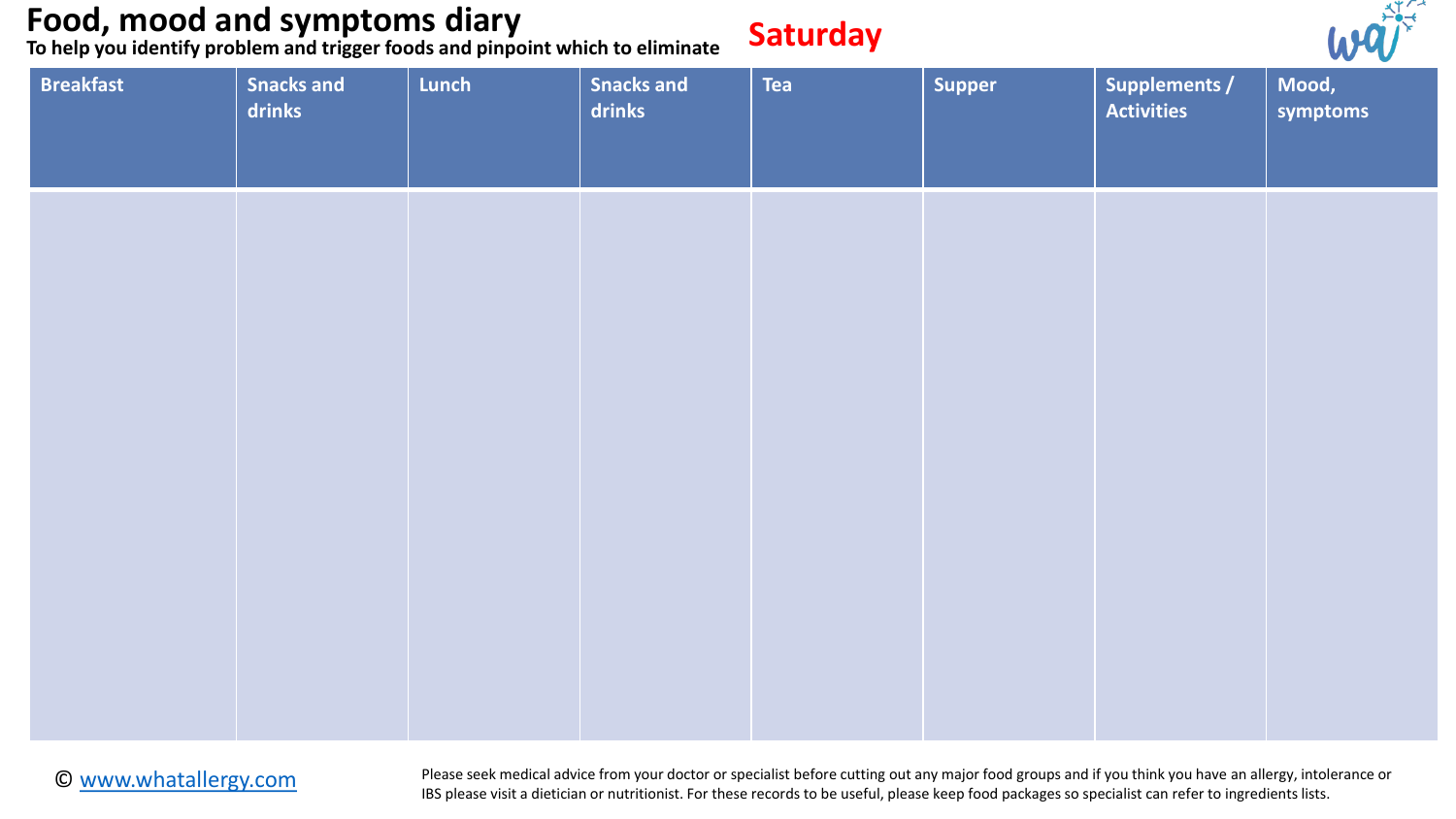# Food, mood and symptoms diary

**To help you identify problem and trigger foods and pinpoint which to eliminate**

## Saturday

| Breakfast | Snacks and drinks | Lunch | Snacks and drinks | Tea | Supper | Supplements / Activities | Mood, symptoms |
|---|---|---|---|---|---|---|---|
| | | | | | | | |

© www.whatallergy.com

Please seek medical advice from your doctor or specialist before cutting out any major food groups and if you think you have an allergy, intolerance or IBS please visit a dietician or nutritionist. For these records to be useful, please keep food packages so specialist can refer to ingredients lists.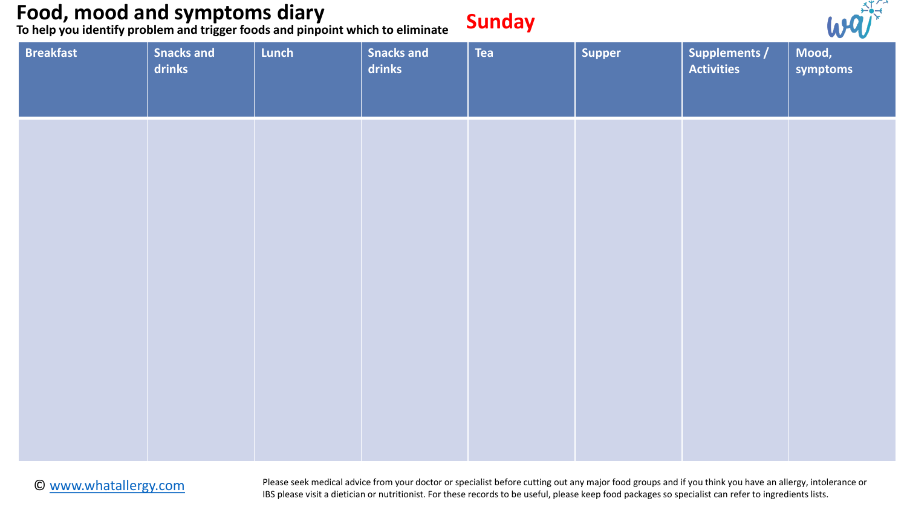# Food, mood and symptoms diary

**To help you identify problem and trigger foods and pinpoint which to eliminate**

## Sunday

| Breakfast | Snacks and drinks | Lunch | Snacks and drinks | Tea | Supper | Supplements / Activities | Mood, symptoms |
|---|---|---|---|---|---|---|---|
| | | | | | | | |

© www.whatallergy.com

Please seek medical advice from your doctor or specialist before cutting out any major food groups and if you think you have an allergy, intolerance or IBS please visit a dietician or nutritionist. For these records to be useful, please keep food packages so specialist can refer to ingredients lists.